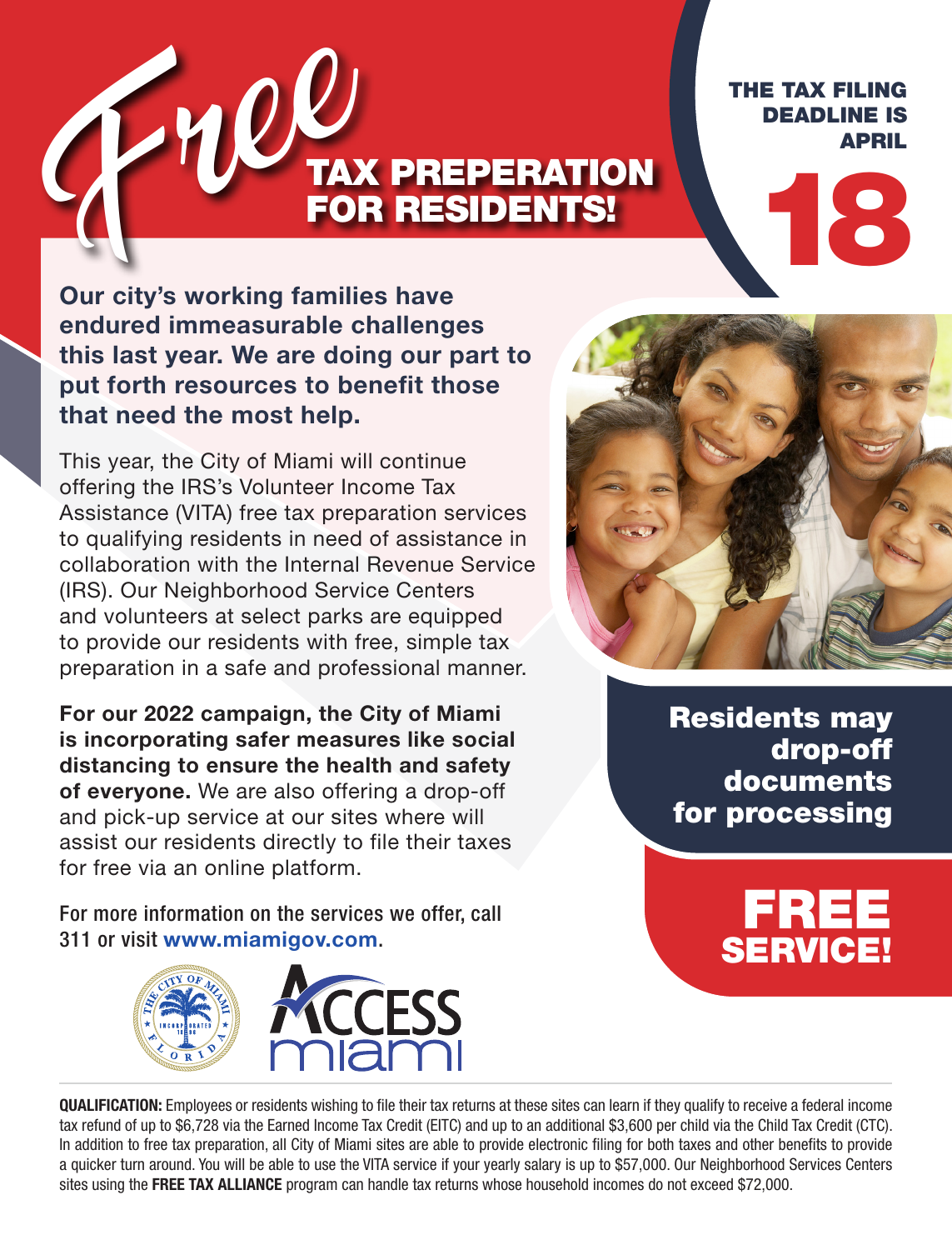# *Free* TAX PREPERATION FOR RESIDENTS!

**THE TAX FILING DEADLINE IS APRIL 18**

**Our city's working families have endured immeasurable challenges this last year. We are doing our part to put forth resources to benefit those that need the most help.**

This year, the City of Miami will continue offering the IRS's Volunteer Income Tax Assistance (VITA) free tax preparation services to qualifying residents in need of assistance in collaboration with the Internal Revenue Service (IRS). Our Neighborhood Service Centers and volunteers at select parks are equipped to provide our residents with free, simple tax preparation in a safe and professional manner.

**For our 2022 campaign, the City of Miami is incorporating safer measures like social distancing to ensure the health and safety of everyone.** We are also offering a drop-off and pick-up service at our sites where will assist our residents directly to file their taxes for free via an online platform.

For more information on the services we offer, call 311 or visit **www.miamigov.com**.

**Residents may drop-off documents for processing**

**FREE SERVICE!**

ACCESS miami

**QUALIFICATION:** Employees or residents wishing to file their tax returns at these sites can learn if they qualify to receive a federal income tax refund of up to $6,728 via the Earned Income Tax Credit (EITC) and up to an additional $3,600 per child via the Child Tax Credit (CTC). In addition to free tax preparation, all City of Miami sites are able to provide electronic filing for both taxes and other benefits to provide a quicker turn around. You will be able to use the VITA service if your yearly salary is up to $57,000. Our Neighborhood Services Centers sites using the **FREE TAX ALLIANCE** program can handle tax returns whose household incomes do not exceed $72,000.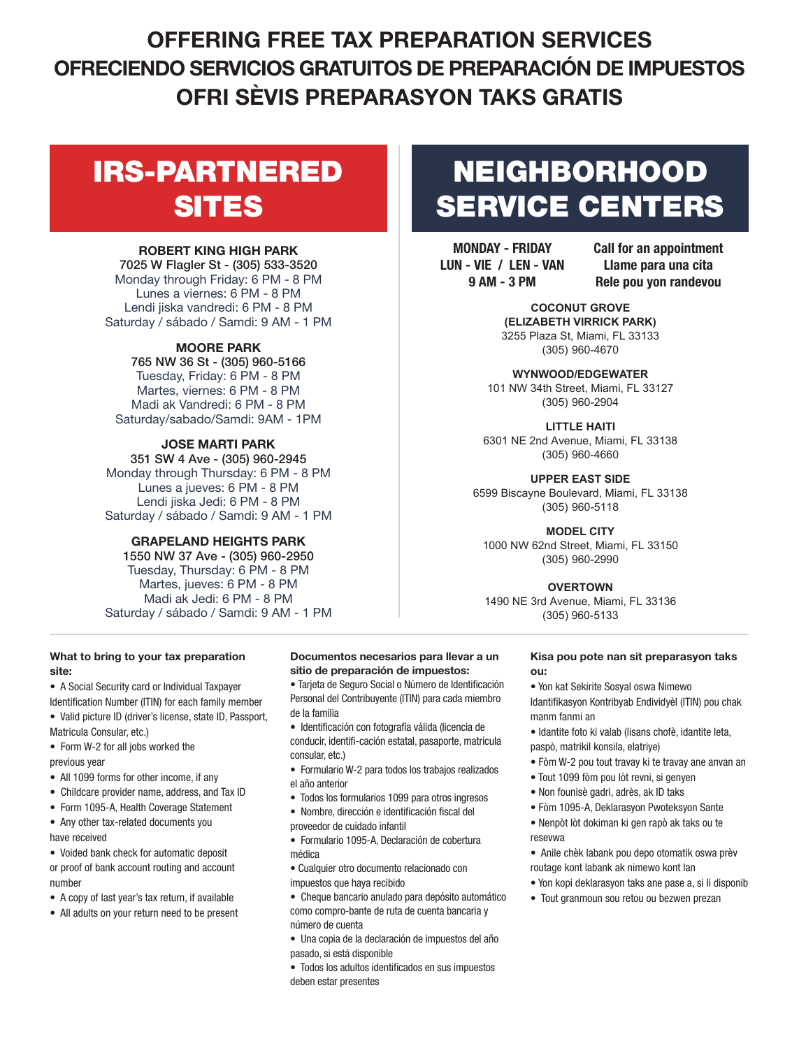# OFFERING FREE TAX PREPARATION SERVICES
# OFRECIENDO SERVICIOS GRATUITOS DE PREPARACIÓN DE IMPUESTOS
# OFRI SÈVIS PREPARASYON TAKS GRATIS

## IRS-PARTNERED SITES

**ROBERT KING HIGH PARK**
7025 W Flagler St - (305) 533-3520
Monday through Friday: 6 PM - 8 PM
Lunes a viernes: 6 PM - 8 PM
Lendi jiska vandredi: 6 PM - 8 PM
Saturday / sábado / Samdi: 9 AM - 1 PM

**MOORE PARK**
765 NW 36 St - (305) 960-5166
Tuesday, Friday: 6 PM - 8 PM
Martes, viernes: 6 PM - 8 PM
Madi ak Vandredi: 6 PM - 8 PM
Saturday/sabado/Samdi: 9AM - 1PM

**JOSE MARTI PARK**
351 SW 4 Ave - (305) 960-2945
Monday through Thursday: 6 PM - 8 PM
Lunes a jueves: 6 PM - 8 PM
Lendi jiska Jedi: 6 PM - 8 PM
Saturday / sábado / Samdi: 9 AM - 1 PM

**GRAPELAND HEIGHTS PARK**
1550 NW 37 Ave - (305) 960-2950
Tuesday, Thursday: 6 PM - 8 PM
Martes, jueves: 6 PM - 8 PM
Madi ak Jedi: 6 PM - 8 PM
Saturday / sábado / Samdi: 9 AM - 1 PM

## NEIGHBORHOOD SERVICE CENTERS

**MONDAY - FRIDAY**
**LUN - VIE / LEN - VAN**
**9 AM - 3 PM**

**Call for an appointment**
**Llame para una cita**
**Rele pou yon randevou**

**COCONUT GROVE (ELIZABETH VIRRICK PARK)**
3255 Plaza St, Miami, FL 33133
(305) 960-4670

**WYNWOOD/EDGEWATER**
101 NW 34th Street, Miami, FL 33127
(305) 960-2904

**LITTLE HAITI**
6301 NE 2nd Avenue, Miami, FL 33138
(305) 960-4660

**UPPER EAST SIDE**
6599 Biscayne Boulevard, Miami, FL 33138
(305) 960-5118

**MODEL CITY**
1000 NW 62nd Street, Miami, FL 33150
(305) 960-2990

**OVERTOWN**
1490 NE 3rd Avenue, Miami, FL 33136
(305) 960-5133

**What to bring to your tax preparation site:**

- A Social Security card or Individual Taxpayer Identification Number (ITIN) for each family member
- Valid picture ID (driver's license, state ID, Passport, Matricula Consular, etc.)
- Form W-2 for all jobs worked the previous year
- All 1099 forms for other income, if any
- Childcare provider name, address, and Tax ID
- Form 1095-A, Health Coverage Statement
- Any other tax-related documents you have received
- Voided bank check for automatic deposit or proof of bank account routing and account number
- A copy of last year's tax return, if available
- All adults on your return need to be present

**Documentos necesarios para llevar a un sitio de preparación de impuestos:**

- Tarjeta de Seguro Social o Número de Identificación Personal del Contribuyente (ITIN) para cada miembro de la familia
- Identificación con fotografía válida (licencia de conducir, identifi-cación estatal, pasaporte, matrícula consular, etc.)
- Formulario W-2 para todos los trabajos realizados el año anterior
- Todos los formularios 1099 para otros ingresos
- Nombre, dirección e identificación fiscal del proveedor de cuidado infantil
- Formulario 1095-A, Declaración de cobertura médica
- Cualquier otro documento relacionado con impuestos que haya recibido
- Cheque bancario anulado para depósito automático como compro-bante de ruta de cuenta bancaria y número de cuenta
- Una copia de la declaración de impuestos del año pasado, si está disponible
- Todos los adultos identificados en sus impuestos deben estar presentes

**Kisa pou pote nan sit preparasyon taks ou:**

- Yon kat Sekirite Sosyal oswa Nimewo Idantifikasyon Kontribyab Endividyèl (ITIN) pou chak manm fanmi an
- Idantite foto ki valab (lisans chofè, idantite leta, paspò, matrikil konsila, elatriye)
- Fòm W-2 pou tout travay ki te travay ane anvan an
- Tout 1099 fòm pou lòt revni, si genyen
- Non founisè gadri, adrès, ak ID taks
- Fòm 1095-A, Deklarasyon Pwoteksyon Sante
- Nenpòt lòt dokiman ki gen rapò ak taks ou te resevwa
- Anile chèk labank pou depo otomatik oswa prèv routage kont labank ak nimewo kont lan
- Yon kopi deklarasyon taks ane pase a, si li disponib
- Tout granmoun sou retou ou bezwen prezan